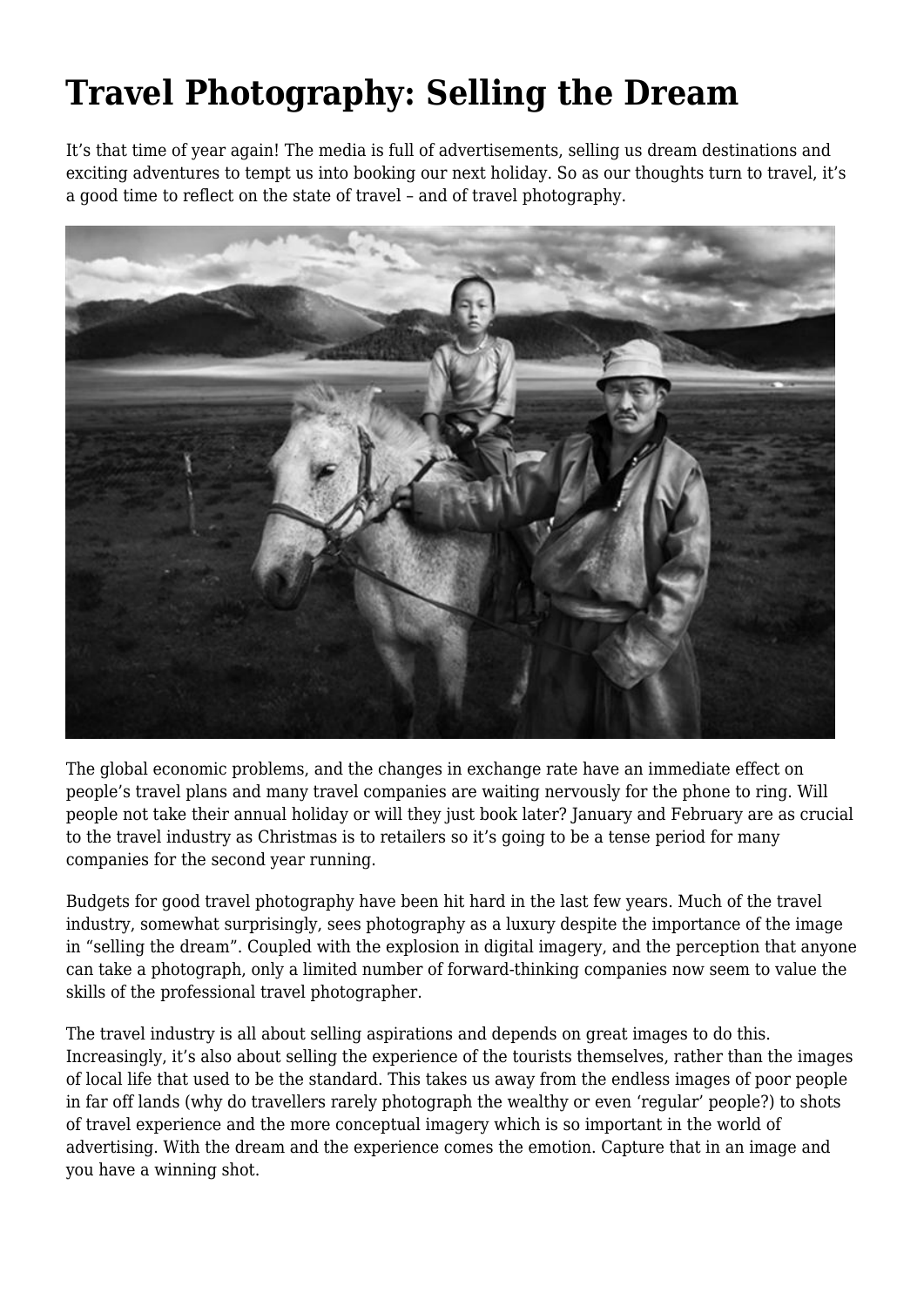# Travel Photography: Selling the Dream

It's that time of year again! The media is full of advertisements, selling us dream destinations and exciting adventures to tempt us into booking our next holiday. So as our thoughts turn to travel, it's a good time to reflect on the state of travel – and of travel photography.

The global economic problems, and the changes in exchange rate have an immediate effect on people's travel plans and many travel companies are waiting nervously for the phone to ring. Will people not take their annual holiday or will they just book later? January and February are as crucial to the travel industry as Christmas is to retailers so it's going to be a tense period for many companies for the second year running.

Budgets for good travel photography have been hit hard in the last few years. Much of the travel industry, somewhat surprisingly, sees photography as a luxury despite the importance of the image in "selling the dream". Coupled with the explosion in digital imagery, and the perception that anyone can take a photograph, only a limited number of forward-thinking companies now seem to value the skills of the professional travel photographer.

The travel industry is all about selling aspirations and depends on great images to do this. Increasingly, it's also about selling the experience of the tourists themselves, rather than the images of local life that used to be the standard. This takes us away from the endless images of poor people in far off lands (why do travellers rarely photograph the wealthy or even 'regular' people?) to shots of travel experience and the more conceptual imagery which is so important in the world of advertising. With the dream and the experience comes the emotion. Capture that in an image and you have a winning shot.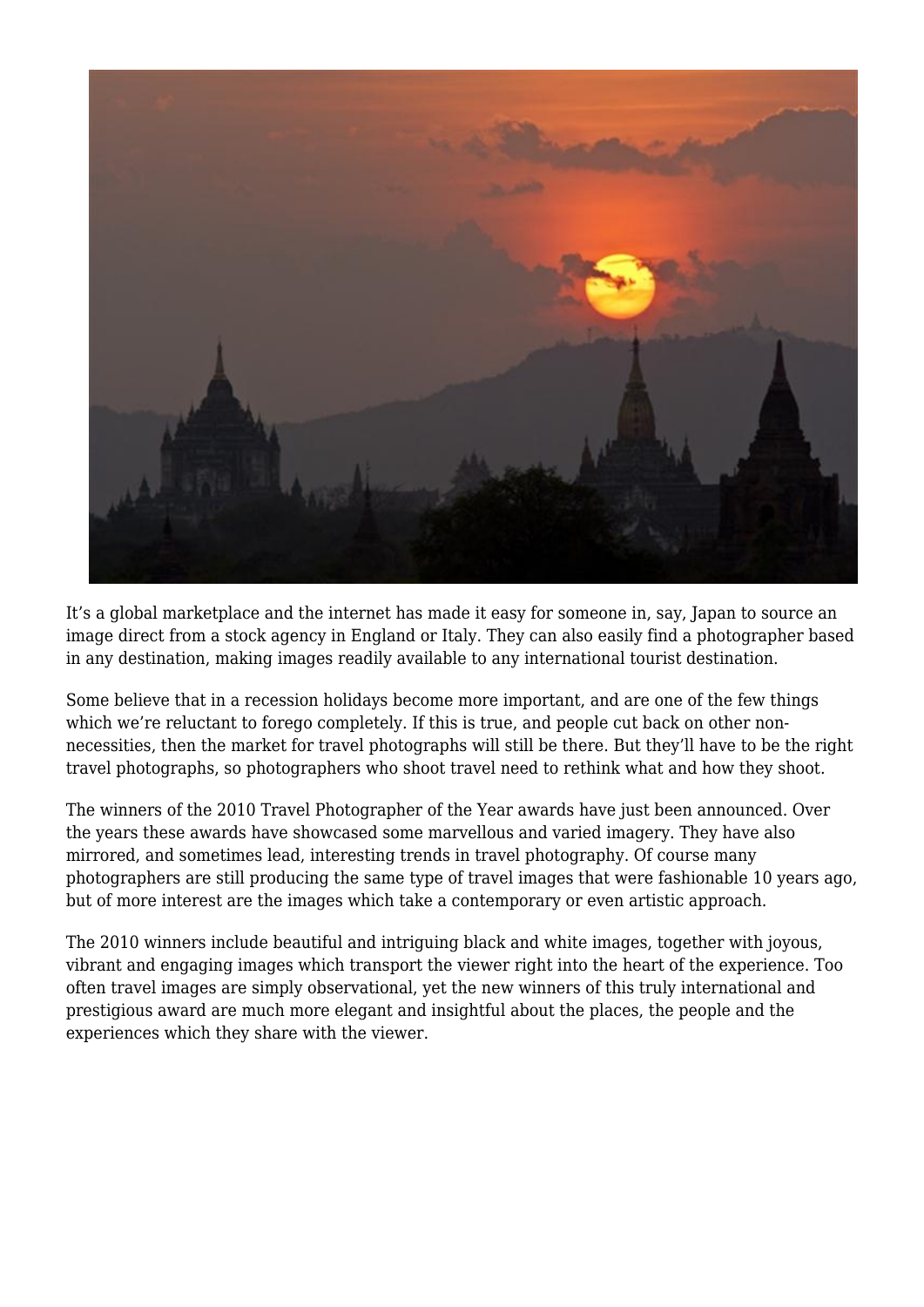It's a global marketplace and the internet has made it easy for someone in, say, Japan to source an image direct from a stock agency in England or Italy. They can also easily find a photographer based in any destination, making images readily available to any international tourist destination.

Some believe that in a recession holidays become more important, and are one of the few things which we're reluctant to forego completely. If this is true, and people cut back on other non-necessities, then the market for travel photographs will still be there. But they'll have to be the right travel photographs, so photographers who shoot travel need to rethink what and how they shoot.

The winners of the 2010 Travel Photographer of the Year awards have just been announced. Over the years these awards have showcased some marvellous and varied imagery. They have also mirrored, and sometimes lead, interesting trends in travel photography. Of course many photographers are still producing the same type of travel images that were fashionable 10 years ago, but of more interest are the images which take a contemporary or even artistic approach.

The 2010 winners include beautiful and intriguing black and white images, together with joyous, vibrant and engaging images which transport the viewer right into the heart of the experience. Too often travel images are simply observational, yet the new winners of this truly international and prestigious award are much more elegant and insightful about the places, the people and the experiences which they share with the viewer.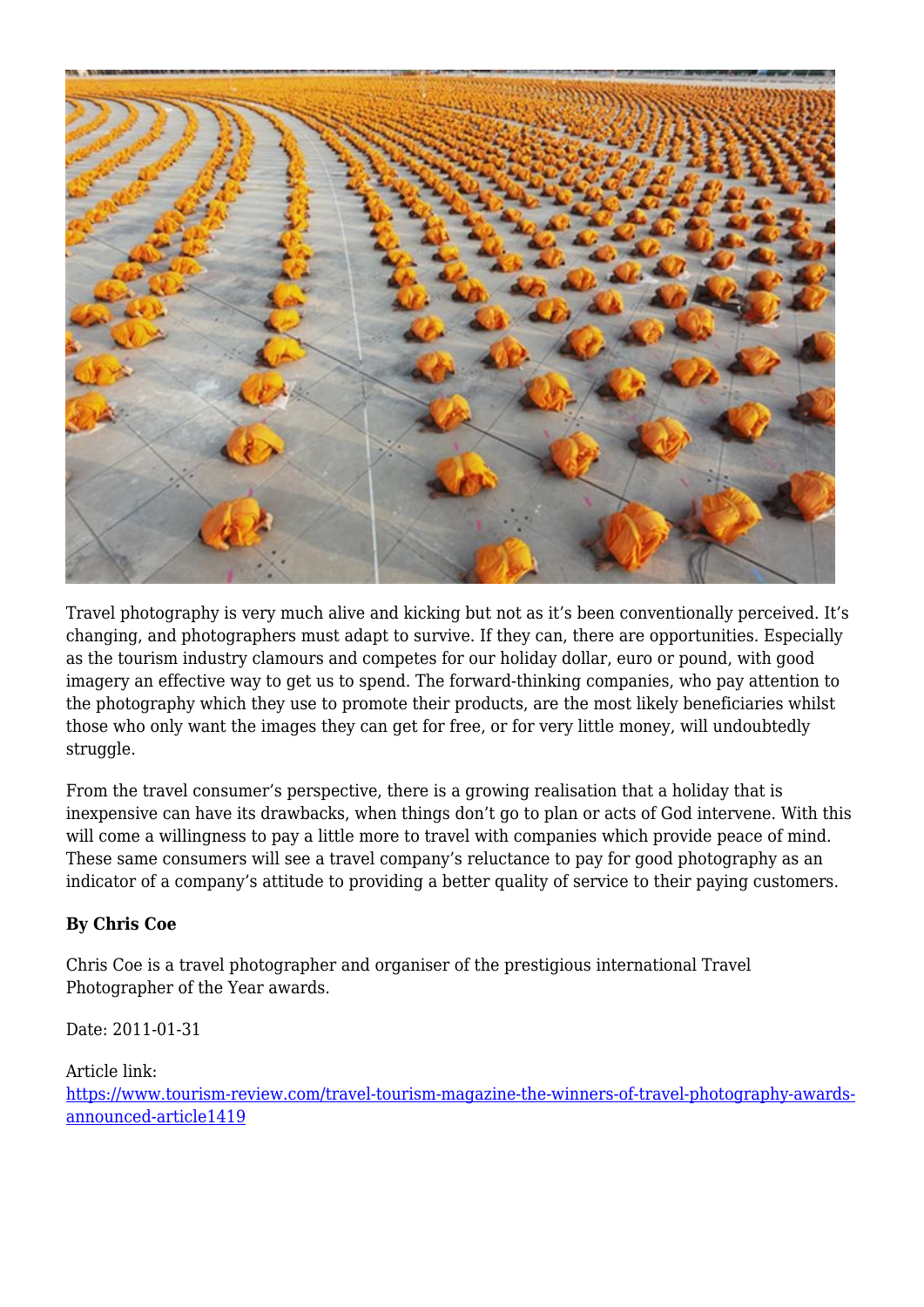Travel photography is very much alive and kicking but not as it's been conventionally perceived. It's changing, and photographers must adapt to survive. If they can, there are opportunities. Especially as the tourism industry clamours and competes for our holiday dollar, euro or pound, with good imagery an effective way to get us to spend. The forward-thinking companies, who pay attention to the photography which they use to promote their products, are the most likely beneficiaries whilst those who only want the images they can get for free, or for very little money, will undoubtedly struggle.

From the travel consumer's perspective, there is a growing realisation that a holiday that is inexpensive can have its drawbacks, when things don't go to plan or acts of God intervene. With this will come a willingness to pay a little more to travel with companies which provide peace of mind. These same consumers will see a travel company's reluctance to pay for good photography as an indicator of a company's attitude to providing a better quality of service to their paying customers.

**By Chris Coe**

Chris Coe is a travel photographer and organiser of the prestigious international Travel Photographer of the Year awards.

Date: 2011-01-31

Article link:
[https://www.tourism-review.com/travel-tourism-magazine-the-winners-of-travel-photography-awards-announced-article1419](https://www.tourism-review.com/travel-tourism-magazine-the-winners-of-travel-photography-awards-announced-article1419)